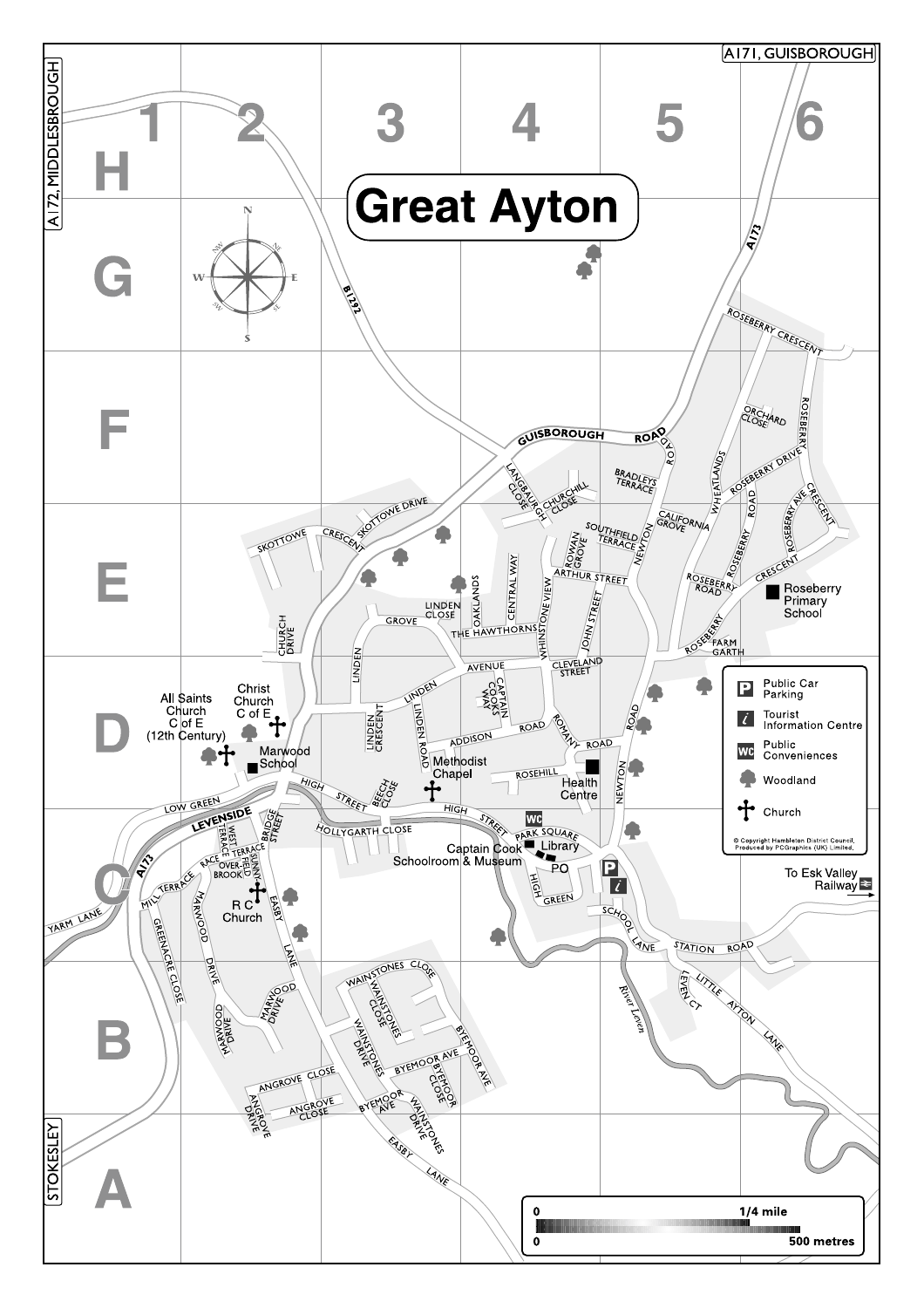# Great Ayton

A171, GUISBOROUGH

A172, MIDDLESBROUGH

STOKESLEY

| Key | |
|---|---|
| P | Public Car Parking |
| i | Tourist Information Centre |
| WC | Public Conveniences |
| | Woodland |
| ✝ | Church |

© Copyright Hambleton District Council. Produced by PCGraphics (UK) Limited.

To Esk Valley Railway

0 — 1/4 mile

0 — 500 metres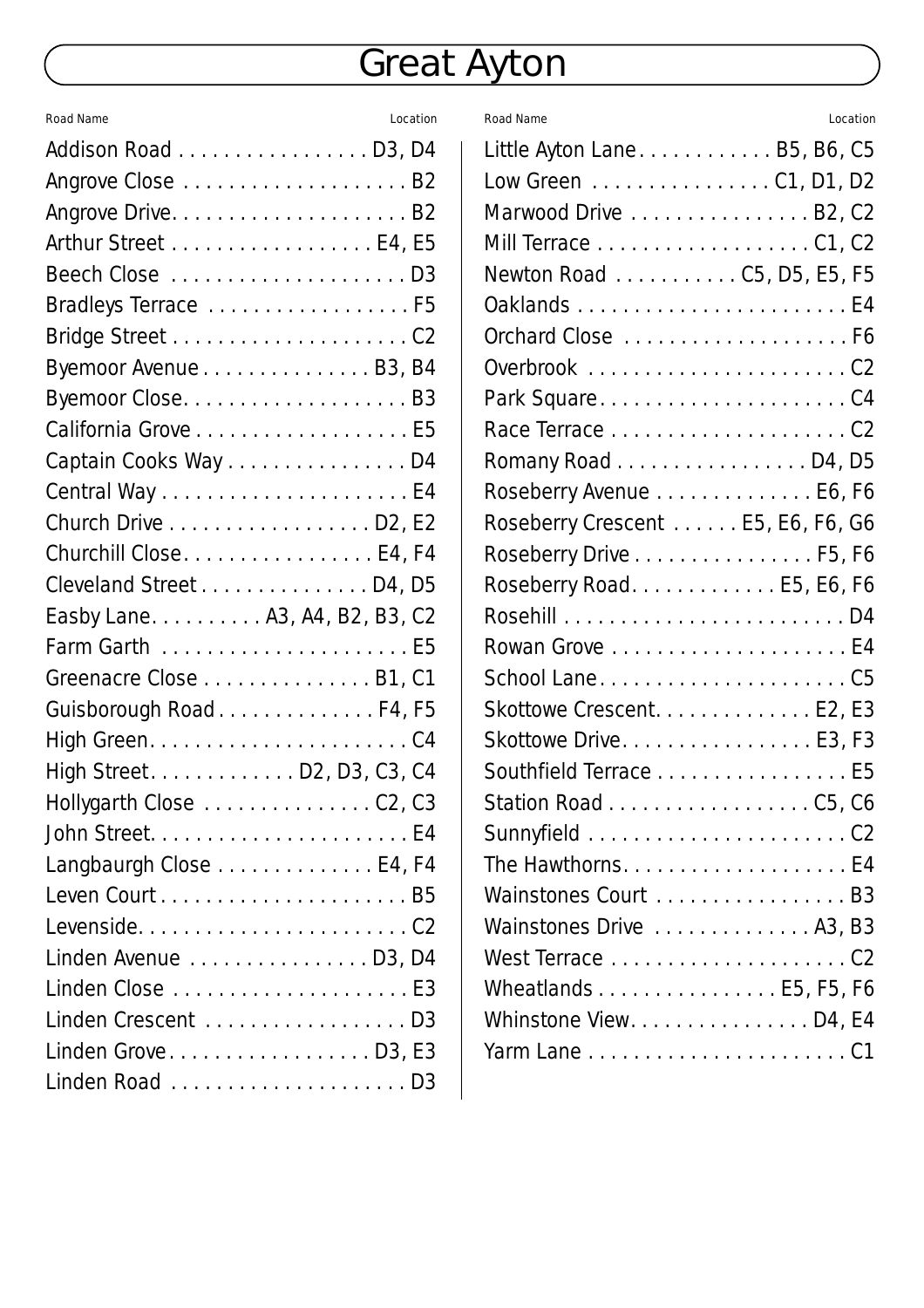# Great Ayton

| Road Name | Location |
|---|---|
| Addison Road | D3, D4 |
| Angrove Close | B2 |
| Angrove Drive | B2 |
| Arthur Street | E4, E5 |
| Beech Close | D3 |
| Bradleys Terrace | F5 |
| Bridge Street | C2 |
| Byemoor Avenue | B3, B4 |
| Byemoor Close | B3 |
| California Grove | E5 |
| Captain Cooks Way | D4 |
| Central Way | E4 |
| Church Drive | D2, E2 |
| Churchill Close | E4, F4 |
| Cleveland Street | D4, D5 |
| Easby Lane | A3, A4, B2, B3, C2 |
| Farm Garth | E5 |
| Greenacre Close | B1, C1 |
| Guisborough Road | F4, F5 |
| High Green | C4 |
| High Street | D2, D3, C3, C4 |
| Hollygarth Close | C2, C3 |
| John Street | E4 |
| Langbaurgh Close | E4, F4 |
| Leven Court | B5 |
| Levenside | C2 |
| Linden Avenue | D3, D4 |
| Linden Close | E3 |
| Linden Crescent | D3 |
| Linden Grove | D3, E3 |
| Linden Road | D3 |
| Little Ayton Lane | B5, B6, C5 |
| Low Green | C1, D1, D2 |
| Marwood Drive | B2, C2 |
| Mill Terrace | C1, C2 |
| Newton Road | C5, D5, E5, F5 |
| Oaklands | E4 |
| Orchard Close | F6 |
| Overbrook | C2 |
| Park Square | C4 |
| Race Terrace | C2 |
| Romany Road | D4, D5 |
| Roseberry Avenue | E6, F6 |
| Roseberry Crescent | E5, E6, F6, G6 |
| Roseberry Drive | F5, F6 |
| Roseberry Road | E5, E6, F6 |
| Rosehill | D4 |
| Rowan Grove | E4 |
| School Lane | C5 |
| Skottowe Crescent | E2, E3 |
| Skottowe Drive | E3, F3 |
| Southfield Terrace | E5 |
| Station Road | C5, C6 |
| Sunnyfield | C2 |
| The Hawthorns | E4 |
| Wainstones Court | B3 |
| Wainstones Drive | A3, B3 |
| West Terrace | C2 |
| Wheatlands | E5, F5, F6 |
| Whinstone View | D4, E4 |
| Yarm Lane | C1 |